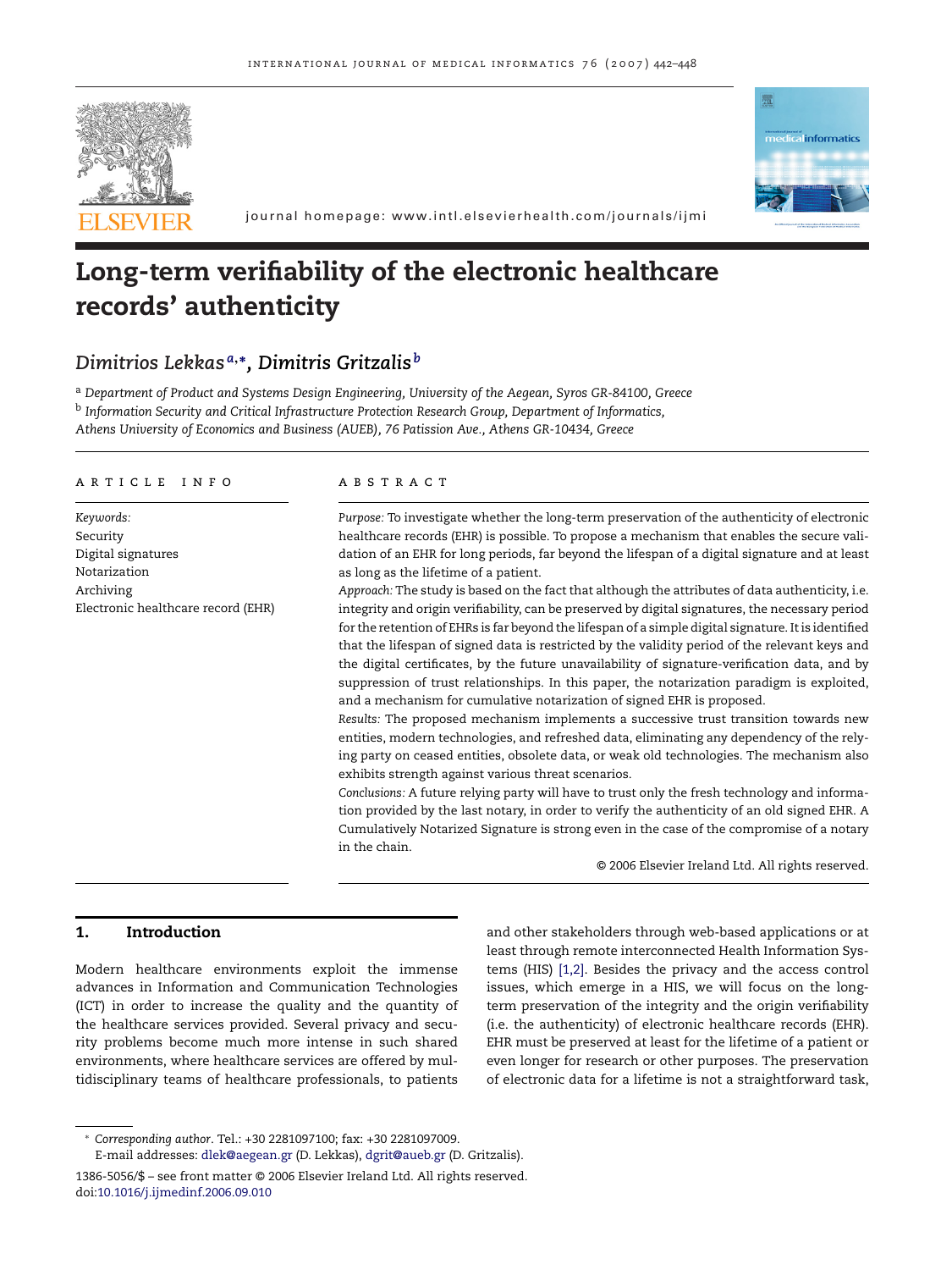# Long-term verifiability of the electronic healthcare records' authenticity

*Dimitrios Lekkas* [a,*], *Dimitris Gritzalis* [b]

[a] Department of Product and Systems Design Engineering, University of the Aegean, Syros GR-84100, Greece

[b] Information Security and Critical Infrastructure Protection Research Group, Department of Informatics, Athens University of Economics and Business (AUEB), 76 Patission Ave., Athens GR-10434, Greece

## ARTICLE INFO

*Keywords:*
Security
Digital signatures
Notarization
Archiving
Electronic healthcare record (EHR)

## ABSTRACT

*Purpose:* To investigate whether the long-term preservation of the authenticity of electronic healthcare records (EHR) is possible. To propose a mechanism that enables the secure validation of an EHR for long periods, far beyond the lifespan of a digital signature and at least as long as the lifetime of a patient.

*Approach:* The study is based on the fact that although the attributes of data authenticity, i.e. integrity and origin verifiability, can be preserved by digital signatures, the necessary period for the retention of EHRs is far beyond the lifespan of a simple digital signature. It is identified that the lifespan of signed data is restricted by the validity period of the relevant keys and the digital certificates, by the future unavailability of signature-verification data, and by suppression of trust relationships. In this paper, the notarization paradigm is exploited, and a mechanism for cumulative notarization of signed EHR is proposed.

*Results:* The proposed mechanism implements a successive trust transition towards new entities, modern technologies, and refreshed data, eliminating any dependency of the relying party on ceased entities, obsolete data, or weak old technologies. The mechanism also exhibits strength against various threat scenarios.

*Conclusions:* A future relying party will have to trust only the fresh technology and information provided by the last notary, in order to verify the authenticity of an old signed EHR. A Cumulatively Notarized Signature is strong even in the case of the compromise of a notary in the chain.

© 2006 Elsevier Ireland Ltd. All rights reserved.

## 1. Introduction

Modern healthcare environments exploit the immense advances in Information and Communication Technologies (ICT) in order to increase the quality and the quantity of the healthcare services provided. Several privacy and security problems become much more intense in such shared environments, where healthcare services are offered by multidisciplinary teams of healthcare professionals, to patients and other stakeholders through web-based applications or at least through remote interconnected Health Information Systems (HIS) [1,2]. Besides the privacy and the access control issues, which emerge in a HIS, we will focus on the long-term preservation of the integrity and the origin verifiability (i.e. the authenticity) of electronic healthcare records (EHR). EHR must be preserved at least for the lifetime of a patient or even longer for research or other purposes. The preservation of electronic data for a lifetime is not a straightforward task,

* Corresponding author. Tel.: +30 2281097100; fax: +30 2281097009.
E-mail addresses: dlek@aegean.gr (D. Lekkas), dgrit@aueb.gr (D. Gritzalis).

1386-5056/$ – see front matter © 2006 Elsevier Ireland Ltd. All rights reserved.
doi:10.1016/j.ijmedinf.2006.09.010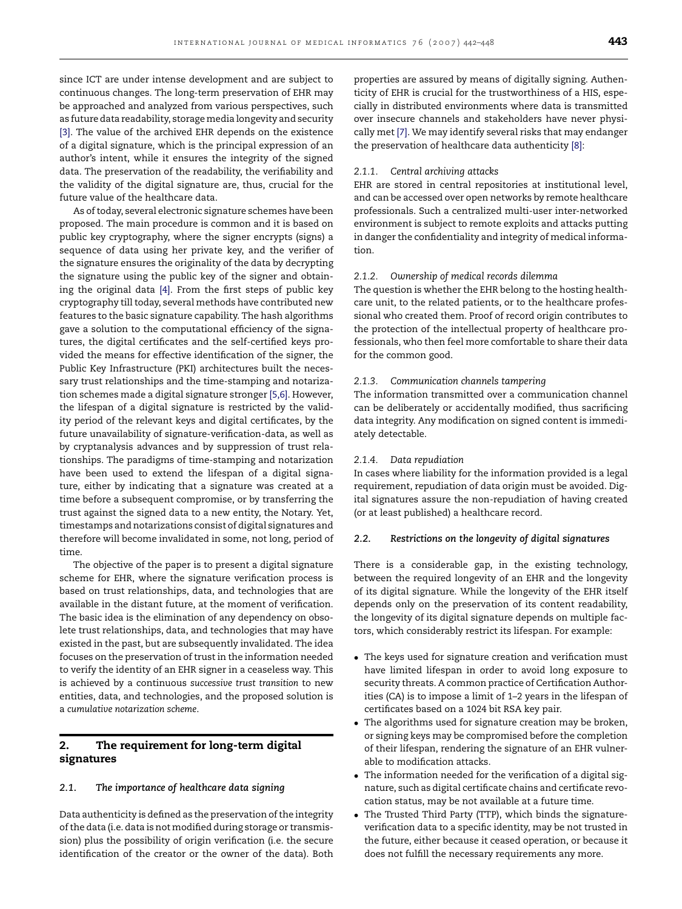since ICT are under intense development and are subject to continuous changes. The long-term preservation of EHR may be approached and analyzed from various perspectives, such as future data readability, storage media longevity and security [3]. The value of the archived EHR depends on the existence of a digital signature, which is the principal expression of an author's intent, while it ensures the integrity of the signed data. The preservation of the readability, the verifiability and the validity of the digital signature are, thus, crucial for the future value of the healthcare data.

As of today, several electronic signature schemes have been proposed. The main procedure is common and it is based on public key cryptography, where the signer encrypts (signs) a sequence of data using her private key, and the verifier of the signature ensures the originality of the data by decrypting the signature using the public key of the signer and obtaining the original data [4]. From the first steps of public key cryptography till today, several methods have contributed new features to the basic signature capability. The hash algorithms gave a solution to the computational efficiency of the signatures, the digital certificates and the self-certified keys provided the means for effective identification of the signer, the Public Key Infrastructure (PKI) architectures built the necessary trust relationships and the time-stamping and notarization schemes made a digital signature stronger [5,6]. However, the lifespan of a digital signature is restricted by the validity period of the relevant keys and digital certificates, by the future unavailability of signature-verification-data, as well as by cryptanalysis advances and by suppression of trust relationships. The paradigms of time-stamping and notarization have been used to extend the lifespan of a digital signature, either by indicating that a signature was created at a time before a subsequent compromise, or by transferring the trust against the signed data to a new entity, the Notary. Yet, timestamps and notarizations consist of digital signatures and therefore will become invalidated in some, not long, period of time.

The objective of the paper is to present a digital signature scheme for EHR, where the signature verification process is based on trust relationships, data, and technologies that are available in the distant future, at the moment of verification. The basic idea is the elimination of any dependency on obsolete trust relationships, data, and technologies that may have existed in the past, but are subsequently invalidated. The idea focuses on the preservation of trust in the information needed to verify the identity of an EHR signer in a ceaseless way. This is achieved by a continuous *successive trust transition* to new entities, data, and technologies, and the proposed solution is a *cumulative notarization scheme*.

## 2. The requirement for long-term digital signatures

### 2.1. The importance of healthcare data signing

Data authenticity is defined as the preservation of the integrity of the data (i.e. data is not modified during storage or transmission) plus the possibility of origin verification (i.e. the secure identification of the creator or the owner of the data). Both properties are assured by means of digitally signing. Authenticity of EHR is crucial for the trustworthiness of a HIS, especially in distributed environments where data is transmitted over insecure channels and stakeholders have never physically met [7]. We may identify several risks that may endanger the preservation of healthcare data authenticity [8]:

#### 2.1.1. Central archiving attacks

EHR are stored in central repositories at institutional level, and can be accessed over open networks by remote healthcare professionals. Such a centralized multi-user inter-networked environment is subject to remote exploits and attacks putting in danger the confidentiality and integrity of medical information.

#### 2.1.2. Ownership of medical records dilemma

The question is whether the EHR belong to the hosting healthcare unit, to the related patients, or to the healthcare professional who created them. Proof of record origin contributes to the protection of the intellectual property of healthcare professionals, who then feel more comfortable to share their data for the common good.

#### 2.1.3. Communication channels tampering

The information transmitted over a communication channel can be deliberately or accidentally modified, thus sacrificing data integrity. Any modification on signed content is immediately detectable.

#### 2.1.4. Data repudiation

In cases where liability for the information provided is a legal requirement, repudiation of data origin must be avoided. Digital signatures assure the non-repudiation of having created (or at least published) a healthcare record.

### 2.2. Restrictions on the longevity of digital signatures

There is a considerable gap, in the existing technology, between the required longevity of an EHR and the longevity of its digital signature. While the longevity of the EHR itself depends only on the preservation of its content readability, the longevity of its digital signature depends on multiple factors, which considerably restrict its lifespan. For example:

- The keys used for signature creation and verification must have limited lifespan in order to avoid long exposure to security threats. A common practice of Certification Authorities (CA) is to impose a limit of 1–2 years in the lifespan of certificates based on a 1024 bit RSA key pair.
- The algorithms used for signature creation may be broken, or signing keys may be compromised before the completion of their lifespan, rendering the signature of an EHR vulnerable to modification attacks.
- The information needed for the verification of a digital signature, such as digital certificate chains and certificate revocation status, may be not available at a future time.
- The Trusted Third Party (TTP), which binds the signature-verification data to a specific identity, may be not trusted in the future, either because it ceased operation, or because it does not fulfill the necessary requirements any more.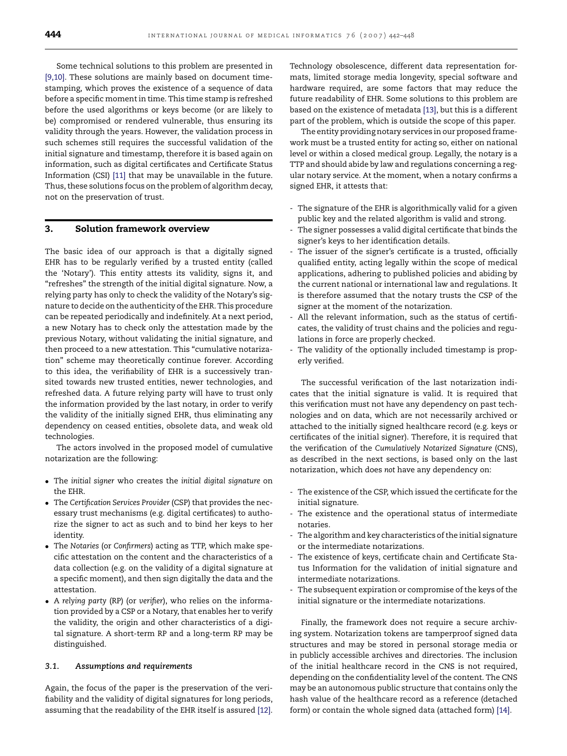Some technical solutions to this problem are presented in [9,10]. These solutions are mainly based on document time-stamping, which proves the existence of a sequence of data before a specific moment in time. This time stamp is refreshed before the used algorithms or keys become (or are likely to be) compromised or rendered vulnerable, thus ensuring its validity through the years. However, the validation process in such schemes still requires the successful validation of the initial signature and timestamp, therefore it is based again on information, such as digital certificates and Certificate Status Information (CSI) [11] that may be unavailable in the future. Thus, these solutions focus on the problem of algorithm decay, not on the preservation of trust.

## 3. Solution framework overview

The basic idea of our approach is that a digitally signed EHR has to be regularly verified by a trusted entity (called the 'Notary'). This entity attests its validity, signs it, and "refreshes" the strength of the initial digital signature. Now, a relying party has only to check the validity of the Notary's signature to decide on the authenticity of the EHR. This procedure can be repeated periodically and indefinitely. At a next period, a new Notary has to check only the attestation made by the previous Notary, without validating the initial signature, and then proceed to a new attestation. This "cumulative notarization" scheme may theoretically continue forever. According to this idea, the verifiability of EHR is a successively transited towards new trusted entities, newer technologies, and refreshed data. A future relying party will have to trust only the information provided by the last notary, in order to verify the validity of the initially signed EHR, thus eliminating any dependency on ceased entities, obsolete data, and weak old technologies.

The actors involved in the proposed model of cumulative notarization are the following:

- The *initial signer* who creates the *initial digital signature* on the EHR.
- The *Certification Services Provider* (CSP) that provides the necessary trust mechanisms (e.g. digital certificates) to authorize the signer to act as such and to bind her keys to her identity.
- The *Notaries* (or *Confirmers*) acting as TTP, which make specific attestation on the content and the characteristics of a data collection (e.g. on the validity of a digital signature at a specific moment), and then sign digitally the data and the attestation.
- A *relying party* (RP) (or *verifier*), who relies on the information provided by a CSP or a Notary, that enables her to verify the validity, the origin and other characteristics of a digital signature. A short-term RP and a long-term RP may be distinguished.

### 3.1. Assumptions and requirements

Again, the focus of the paper is the preservation of the verifiability and the validity of digital signatures for long periods, assuming that the readability of the EHR itself is assured [12]. Technology obsolescence, different data representation formats, limited storage media longevity, special software and hardware required, are some factors that may reduce the future readability of EHR. Some solutions to this problem are based on the existence of metadata [13], but this is a different part of the problem, which is outside the scope of this paper.

The entity providing notary services in our proposed framework must be a trusted entity for acting so, either on national level or within a closed medical group. Legally, the notary is a TTP and should abide by law and regulations concerning a regular notary service. At the moment, when a notary confirms a signed EHR, it attests that:

- The signature of the EHR is algorithmically valid for a given public key and the related algorithm is valid and strong.
- The signer possesses a valid digital certificate that binds the signer's keys to her identification details.
- The issuer of the signer's certificate is a trusted, officially qualified entity, acting legally within the scope of medical applications, adhering to published policies and abiding by the current national or international law and regulations. It is therefore assumed that the notary trusts the CSP of the signer at the moment of the notarization.
- All the relevant information, such as the status of certificates, the validity of trust chains and the policies and regulations in force are properly checked.
- The validity of the optionally included timestamp is properly verified.

The successful verification of the last notarization indicates that the initial signature is valid. It is required that this verification must not have any dependency on past technologies and on data, which are not necessarily archived or attached to the initially signed healthcare record (e.g. keys or certificates of the initial signer). Therefore, it is required that the verification of the *Cumulatively Notarized Signature* (CNS), as described in the next sections, is based only on the last notarization, which does *not* have any dependency on:

- The existence of the CSP, which issued the certificate for the initial signature.
- The existence and the operational status of intermediate notaries.
- The algorithm and key characteristics of the initial signature or the intermediate notarizations.
- The existence of keys, certificate chain and Certificate Status Information for the validation of initial signature and intermediate notarizations.
- The subsequent expiration or compromise of the keys of the initial signature or the intermediate notarizations.

Finally, the framework does not require a secure archiving system. Notarization tokens are tamperproof signed data structures and may be stored in personal storage media or in publicly accessible archives and directories. The inclusion of the initial healthcare record in the CNS is not required, depending on the confidentiality level of the content. The CNS may be an autonomous public structure that contains only the hash value of the healthcare record as a reference (detached form) or contain the whole signed data (attached form) [14].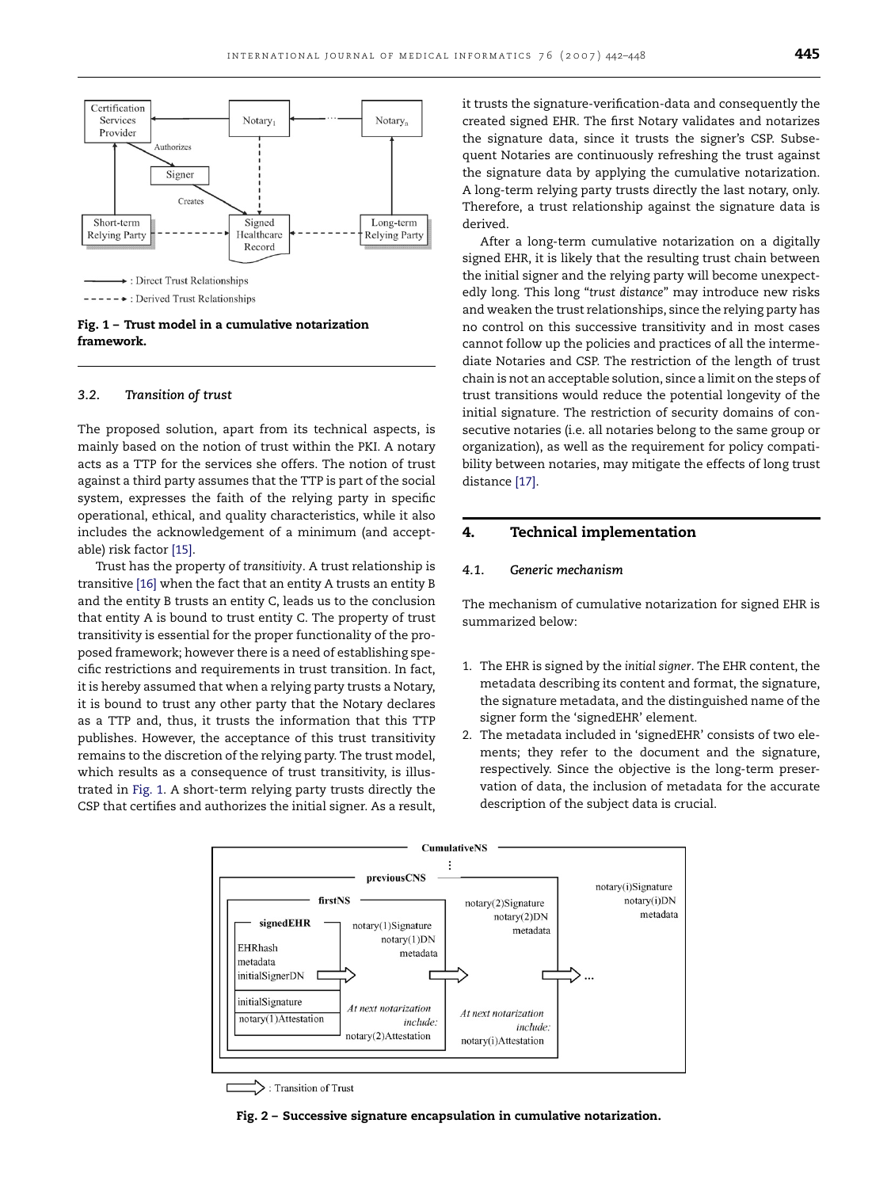Fig. 1 – Trust model in a cumulative notarization framework.

### 3.2. Transition of trust

The proposed solution, apart from its technical aspects, is mainly based on the notion of trust within the PKI. A notary acts as a TTP for the services she offers. The notion of trust against a third party assumes that the TTP is part of the social system, expresses the faith of the relying party in specific operational, ethical, and quality characteristics, while it also includes the acknowledgement of a minimum (and acceptable) risk factor [15].

Trust has the property of *transitivity*. A trust relationship is transitive [16] when the fact that an entity A trusts an entity B and the entity B trusts an entity C, leads us to the conclusion that entity A is bound to trust entity C. The property of trust transitivity is essential for the proper functionality of the proposed framework; however there is a need of establishing specific restrictions and requirements in trust transition. In fact, it is hereby assumed that when a relying party trusts a Notary, it is bound to trust any other party that the Notary declares as a TTP and, thus, it trusts the information that this TTP publishes. However, the acceptance of this trust transitivity remains to the discretion of the relying party. The trust model, which results as a consequence of trust transitivity, is illustrated in Fig. 1. A short-term relying party trusts directly the CSP that certifies and authorizes the initial signer. As a result, it trusts the signature-verification-data and consequently the created signed EHR. The first Notary validates and notarizes the signature data, since it trusts the signer's CSP. Subsequent Notaries are continuously refreshing the trust against the signature data by applying the cumulative notarization. A long-term relying party trusts directly the last notary, only. Therefore, a trust relationship against the signature data is derived.

After a long-term cumulative notarization on a digitally signed EHR, it is likely that the resulting trust chain between the initial signer and the relying party will become unexpectedly long. This long "*trust distance*" may introduce new risks and weaken the trust relationships, since the relying party has no control on this successive transitivity and in most cases cannot follow up the policies and practices of all the intermediate Notaries and CSP. The restriction of the length of trust chain is not an acceptable solution, since a limit on the steps of trust transitions would reduce the potential longevity of the initial signature. The restriction of security domains of consecutive notaries (i.e. all notaries belong to the same group or organization), as well as the requirement for policy compatibility between notaries, may mitigate the effects of long trust distance [17].

## 4. Technical implementation

### 4.1. Generic mechanism

The mechanism of cumulative notarization for signed EHR is summarized below:

1. The EHR is signed by the *initial signer*. The EHR content, the metadata describing its content and format, the signature, the signature metadata, and the distinguished name of the signer form the 'signedEHR' element.
2. The metadata included in 'signedEHR' consists of two elements; they refer to the document and the signature, respectively. Since the objective is the long-term preservation of data, the inclusion of metadata for the accurate description of the subject data is crucial.

Fig. 2 – Successive signature encapsulation in cumulative notarization.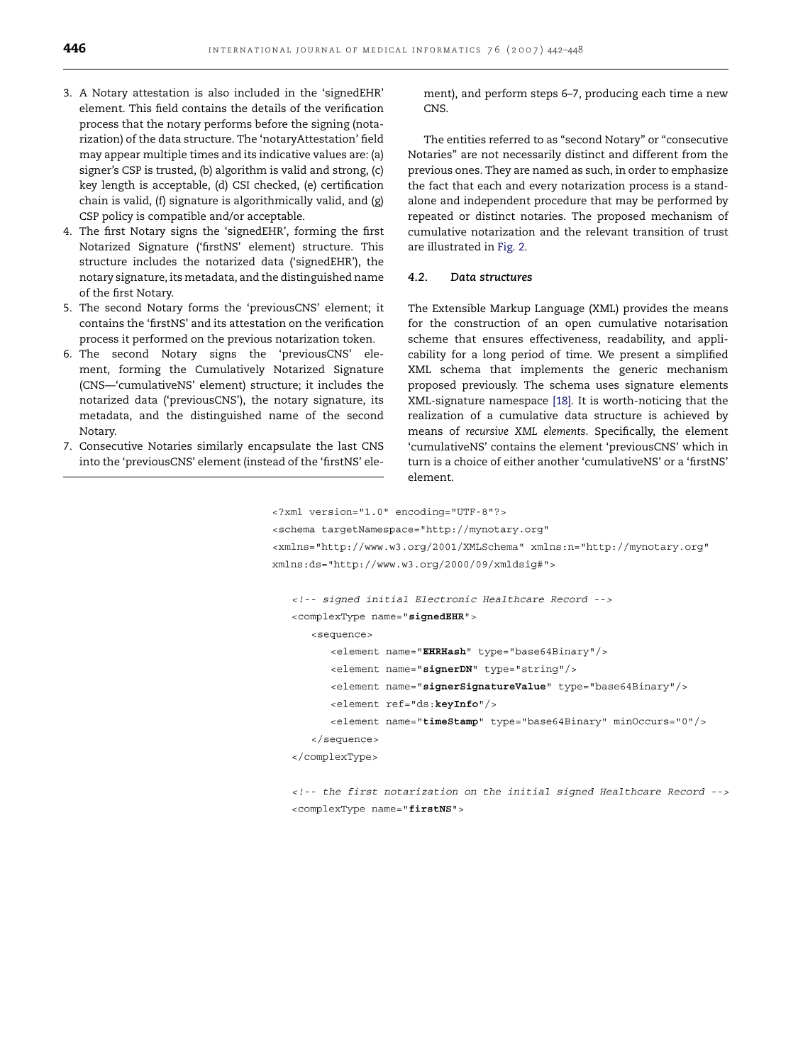3. A Notary attestation is also included in the 'signedEHR' element. This field contains the details of the verification process that the notary performs before the signing (notarization) of the data structure. The 'notaryAttestation' field may appear multiple times and its indicative values are: (a) signer's CSP is trusted, (b) algorithm is valid and strong, (c) key length is acceptable, (d) CSI checked, (e) certification chain is valid, (f) signature is algorithmically valid, and (g) CSP policy is compatible and/or acceptable.
4. The first Notary signs the 'signedEHR', forming the first Notarized Signature ('firstNS' element) structure. This structure includes the notarized data ('signedEHR'), the notary signature, its metadata, and the distinguished name of the first Notary.
5. The second Notary forms the 'previousCNS' element; it contains the 'firstNS' and its attestation on the verification process it performed on the previous notarization token.
6. The second Notary signs the 'previousCNS' element, forming the Cumulatively Notarized Signature (CNS—'cumulativeNS' element) structure; it includes the notarized data ('previousCNS'), the notary signature, its metadata, and the distinguished name of the second Notary.
7. Consecutive Notaries similarly encapsulate the last CNS into the 'previousCNS' element (instead of the 'firstNS' element), and perform steps 6–7, producing each time a new CNS.

The entities referred to as "second Notary" or "consecutive Notaries" are not necessarily distinct and different from the previous ones. They are named as such, in order to emphasize the fact that each and every notarization process is a stand-alone and independent procedure that may be performed by repeated or distinct notaries. The proposed mechanism of cumulative notarization and the relevant transition of trust are illustrated in Fig. 2.

### 4.2. Data structures

The Extensible Markup Language (XML) provides the means for the construction of an open cumulative notarisation scheme that ensures effectiveness, readability, and applicability for a long period of time. We present a simplified XML schema that implements the generic mechanism proposed previously. The schema uses signature elements XML-signature namespace [18]. It is worth-noticing that the realization of a cumulative data structure is achieved by means of *recursive XML elements*. Specifically, the element 'cumulativeNS' contains the element 'previousCNS' which in turn is a choice of either another 'cumulativeNS' or a 'firstNS' element.

```
<?xml version="1.0" encoding="UTF-8"?>
<schema targetNamespace="http://mynotary.org"
<xmlns="http://www.w3.org/2001/XMLSchema" xmlns:n="http://mynotary.org"
xmlns:ds="http://www.w3.org/2000/09/xmldsig#">

   <!-- signed initial Electronic Healthcare Record -->
   <complexType name="signedEHR">
      <sequence>
         <element name="EHRHash" type="base64Binary"/>
         <element name="signerDN" type="string"/>
         <element name="signerSignatureValue" type="base64Binary"/>
         <element ref="ds:keyInfo"/>
         <element name="timeStamp" type="base64Binary" minOccurs="0"/>
      </sequence>
   </complexType>

   <!-- the first notarization on the initial signed Healthcare Record -->
   <complexType name="firstNS">
```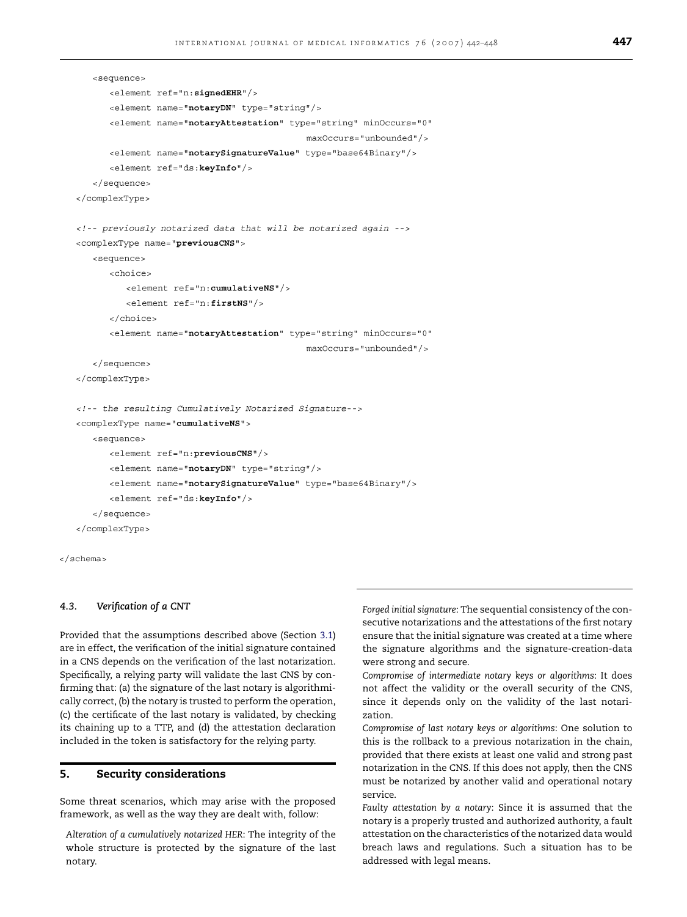```
      <sequence>
         <element ref="n:signedEHR"/>
         <element name="notaryDN" type="string"/>
         <element name="notaryAttestation" type="string" minOccurs="0"
                                          maxOccurs="unbounded"/>
         <element name="notarySignatureValue" type="base64Binary"/>
         <element ref="ds:keyInfo"/>
      </sequence>
   </complexType>

   <!-- previously notarized data that will be notarized again -->
   <complexType name="previousCNS">
      <sequence>
         <choice>
            <element ref="n:cumulativeNS"/>
            <element ref="n:firstNS"/>
         </choice>
         <element name="notaryAttestation" type="string" minOccurs="0"
                                          maxOccurs="unbounded"/>
      </sequence>
   </complexType>

   <!-- the resulting Cumulatively Notarized Signature-->
   <complexType name="cumulativeNS">
      <sequence>
         <element ref="n:previousCNS"/>
         <element name="notaryDN" type="string"/>
         <element name="notarySignatureValue" type="base64Binary"/>
         <element ref="ds:keyInfo"/>
      </sequence>
   </complexType>

</schema>
```

### 4.3. Verification of a CNT

Provided that the assumptions described above (Section 3.1) are in effect, the verification of the initial signature contained in a CNS depends on the verification of the last notarization. Specifically, a relying party will validate the last CNS by confirming that: (a) the signature of the last notary is algorithmically correct, (b) the notary is trusted to perform the operation, (c) the certificate of the last notary is validated, by checking its chaining up to a TTP, and (d) the attestation declaration included in the token is satisfactory for the relying party.

## 5. Security considerations

Some threat scenarios, which may arise with the proposed framework, as well as the way they are dealt with, follow:

*Alteration of a cumulatively notarized HER*: The integrity of the whole structure is protected by the signature of the last notary.

*Forged initial signature*: The sequential consistency of the consecutive notarizations and the attestations of the first notary ensure that the initial signature was created at a time where the signature algorithms and the signature-creation-data were strong and secure.

*Compromise of intermediate notary keys or algorithms*: It does not affect the validity or the overall security of the CNS, since it depends only on the validity of the last notarization.

*Compromise of last notary keys or algorithms*: One solution to this is the rollback to a previous notarization in the chain, provided that there exists at least one valid and strong past notarization in the CNS. If this does not apply, then the CNS must be notarized by another valid and operational notary service.

*Faulty attestation by a notary*: Since it is assumed that the notary is a properly trusted and authorized authority, a fault attestation on the characteristics of the notarized data would breach laws and regulations. Such a situation has to be addressed with legal means.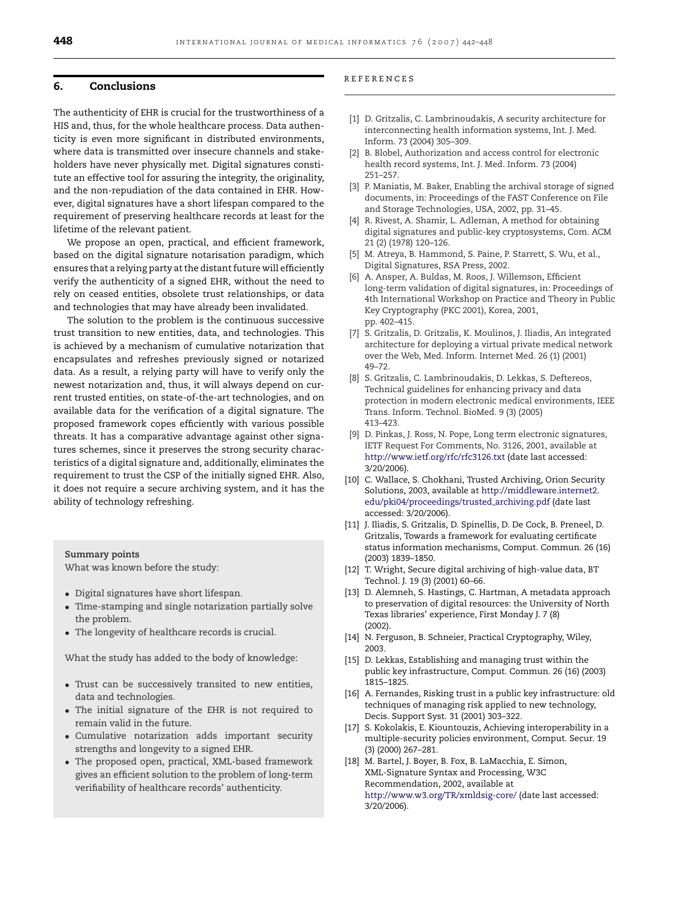## 6. Conclusions

The authenticity of EHR is crucial for the trustworthiness of a HIS and, thus, for the whole healthcare process. Data authenticity is even more significant in distributed environments, where data is transmitted over insecure channels and stakeholders have never physically met. Digital signatures constitute an effective tool for assuring the integrity, the originality, and the non-repudiation of the data contained in EHR. However, digital signatures have a short lifespan compared to the requirement of preserving healthcare records at least for the lifetime of the relevant patient.

We propose an open, practical, and efficient framework, based on the digital signature notarisation paradigm, which ensures that a relying party at the distant future will efficiently verify the authenticity of a signed EHR, without the need to rely on ceased entities, obsolete trust relationships, or data and technologies that may have already been invalidated.

The solution to the problem is the continuous successive trust transition to new entities, data, and technologies. This is achieved by a mechanism of cumulative notarization that encapsulates and refreshes previously signed or notarized data. As a result, a relying party will have to verify only the newest notarization and, thus, it will always depend on current trusted entities, on state-of-the-art technologies, and on available data for the verification of a digital signature. The proposed framework copes efficiently with various possible threats. It has a comparative advantage against other signatures schemes, since it preserves the strong security characteristics of a digital signature and, additionally, eliminates the requirement to trust the CSP of the initially signed EHR. Also, it does not require a secure archiving system, and it has the ability of technology refreshing.

**Summary points**

What was known before the study:

- Digital signatures have short lifespan.
- Time-stamping and single notarization partially solve the problem.
- The longevity of healthcare records is crucial.

What the study has added to the body of knowledge:

- Trust can be successively transited to new entities, data and technologies.
- The initial signature of the EHR is not required to remain valid in the future.
- Cumulative notarization adds important security strengths and longevity to a signed EHR.
- The proposed open, practical, XML-based framework gives an efficient solution to the problem of long-term verifiability of healthcare records' authenticity.

## REFERENCES

[1] D. Gritzalis, C. Lambrinoudakis, A security architecture for interconnecting health information systems, Int. J. Med. Inform. 73 (2004) 305–309.

[2] B. Blobel, Authorization and access control for electronic health record systems, Int. J. Med. Inform. 73 (2004) 251–257.

[3] P. Maniatis, M. Baker, Enabling the archival storage of signed documents, in: Proceedings of the FAST Conference on File and Storage Technologies, USA, 2002, pp. 31–45.

[4] R. Rivest, A. Shamir, L. Adleman, A method for obtaining digital signatures and public-key cryptosystems, Com. ACM 21 (2) (1978) 120–126.

[5] M. Atreya, B. Hammond, S. Paine, P. Starrett, S. Wu, et al., Digital Signatures, RSA Press, 2002.

[6] A. Ansper, A. Buldas, M. Roos, J. Willemson, Efficient long-term validation of digital signatures, in: Proceedings of 4th International Workshop on Practice and Theory in Public Key Cryptography (PKC 2001), Korea, 2001, pp. 402–415.

[7] S. Gritzalis, D. Gritzalis, K. Moulinos, J. Iliadis, An integrated architecture for deploying a virtual private medical network over the Web, Med. Inform. Internet Med. 26 (1) (2001) 49–72.

[8] S. Gritzalis, C. Lambrinoudakis, D. Lekkas, S. Deftereos, Technical guidelines for enhancing privacy and data protection in modern electronic medical environments, IEEE Trans. Inform. Technol. BioMed. 9 (3) (2005) 413–423.

[9] D. Pinkas, J. Ross, N. Pope, Long term electronic signatures, IETF Request For Comments, No. 3126, 2001, available at http://www.ietf.org/rfc/rfc3126.txt (date last accessed: 3/20/2006).

[10] C. Wallace, S. Chokhani, Trusted Archiving, Orion Security Solutions, 2003, available at http://middleware.internet2.edu/pki04/proceedings/trusted_archiving.pdf (date last accessed: 3/20/2006).

[11] J. Iliadis, S. Gritzalis, D. Spinellis, D. De Cock, B. Preneel, D. Gritzalis, Towards a framework for evaluating certificate status information mechanisms, Comput. Commun. 26 (16) (2003) 1839–1850.

[12] T. Wright, Secure digital archiving of high-value data, BT Technol. J. 19 (3) (2001) 60–66.

[13] D. Alemneh, S. Hastings, C. Hartman, A metadata approach to preservation of digital resources: the University of North Texas libraries' experience, First Monday J. 7 (8) (2002).

[14] N. Ferguson, B. Schneier, Practical Cryptography, Wiley, 2003.

[15] D. Lekkas, Establishing and managing trust within the public key infrastructure, Comput. Commun. 26 (16) (2003) 1815–1825.

[16] A. Fernandes, Risking trust in a public key infrastructure: old techniques of managing risk applied to new technology, Decis. Support Syst. 31 (2001) 303–322.

[17] S. Kokolakis, E. Kiountouzis, Achieving interoperability in a multiple-security policies environment, Comput. Secur. 19 (3) (2000) 267–281.

[18] M. Bartel, J. Boyer, B. Fox, B. LaMacchia, E. Simon, XML-Signature Syntax and Processing, W3C Recommendation, 2002, available at http://www.w3.org/TR/xmldsig-core/ (date last accessed: 3/20/2006).